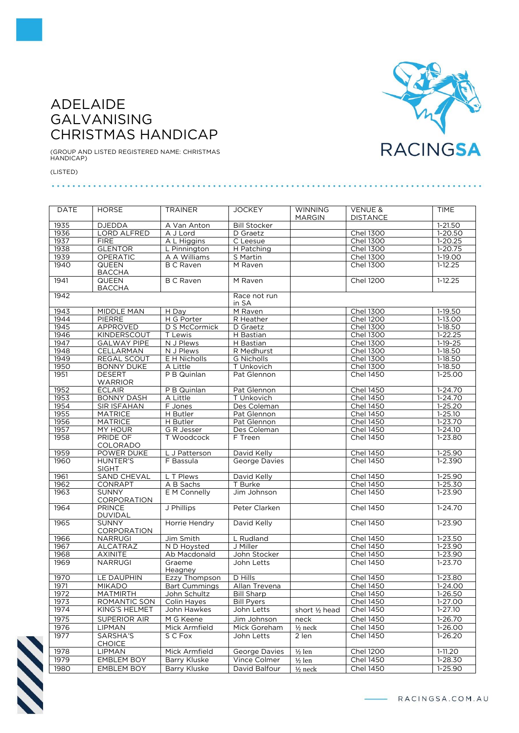# ADELAIDE GALVANISING CHRISTMAS HANDICAP

(GROUP AND LISTED REGISTERED NAME: CHRISTMAS HANDICAP)

(LISTED)

| DATE | HORSE | TRAINER | JOCKEY | WINNING MARGIN | VENUE & DISTANCE | TIME |
|---|---|---|---|---|---|---|
| 1935 | DJEDDA | A Van Anton | Bill Stocker | | | 1-21.50 |
| 1936 | LORD ALFRED | A J Lord | D Graetz | | Chel 1300 | 1-20.50 |
| 1937 | FIRE | A L Higgins | C Leesue | | Chel 1300 | 1-20.25 |
| 1938 | GLENTOR | L Pinnington | H Patching | | Chel 1300 | 1-20.75 |
| 1939 | OPERATIC | A A Williams | S Martin | | Chel 1300 | 1-19.00 |
| 1940 | QUEEN BACCHA | B C Raven | M Raven | | Chel 1300 | 1-12.25 |
| 1941 | QUEEN BACCHA | B C Raven | M Raven | | Chel 1200 | 1-12.25 |
| 1942 | | | Race not run in SA | | | |
| 1943 | MIDDLE MAN | H Day | M Raven | | Chel 1300 | 1-19.50 |
| 1944 | PIERRE | H G Porter | R Heather | | Chel 1200 | 1-13.00 |
| 1945 | APPROVED | D S McCormick | D Graetz | | Chel 1300 | 1-18.50 |
| 1946 | KINDERSCOUT | T Lewis | H Bastian | | Chel 1300 | 1-22.25 |
| 1947 | GALWAY PIPE | N J Plews | H Bastian | | Chel 1300 | 1-19-25 |
| 1948 | CELLARMAN | N J Plews | R Medhurst | | Chel 1300 | 1-18.50 |
| 1949 | REGAL SCOUT | E H Nicholls | G Nicholls | | Chel 1300 | 1-18.50 |
| 1950 | BONNY DUKE | A Little | T Unkovich | | Chel 1300 | 1-18.50 |
| 1951 | DESERT WARRIOR | P B Quinlan | Pat Glennon | | Chel 1450 | 1-25.00 |
| 1952 | ECLAIR | P B Quinlan | Pat Glennon | | Chel 1450 | 1-24.70 |
| 1953 | BONNY DASH | A Little | T Unkovich | | Chel 1450 | 1-24.70 |
| 1954 | SIR ISFAHAN | F Jones | Des Coleman | | Chel 1450 | 1-25.20 |
| 1955 | MATRICE | H Butler | Pat Glennon | | Chel 1450 | 1-25.10 |
| 1956 | MATRICE | H Butler | Pat Glennon | | Chel 1450 | 1-23.70 |
| 1957 | MY HOUR | G R Jesser | Des Coleman | | Chel 1450 | 1-24.10 |
| 1958 | PRIDE OF COLORADO | T Woodcock | F Treen | | Chel 1450 | 1-23.80 |
| 1959 | POWER DUKE | L J Patterson | David Kelly | | Chel 1450 | 1-25.90 |
| 1960 | HUNTER'S SIGHT | F Bassula | George Davies | | Chel 1450 | 1-2.390 |
| 1961 | SAND CHEVAL | L T Plews | David Kelly | | Chel 1450 | 1-25.90 |
| 1962 | CONRAPT | A B Sachs | T Burke | | Chel 1450 | 1-25.30 |
| 1963 | SUNNY CORPORATION | E M Connelly | Jim Johnson | | Chel 1450 | 1-23.90 |
| 1964 | PRINCE DUVIDAL | J Phillips | Peter Clarken | | Chel 1450 | 1-24.70 |
| 1965 | SUNNY CORPORATION | Horrie Hendry | David Kelly | | Chel 1450 | 1-23.90 |
| 1966 | NARRUGI | Jim Smith | L Rudland | | Chel 1450 | 1-23.50 |
| 1967 | ALCATRAZ | N D Hoysted | J Miller | | Chel 1450 | 1-23.90 |
| 1968 | AXINITE | Ab Macdonald | John Stocker | | Chel 1450 | 1-23.90 |
| 1969 | NARRUGI | Graeme Heagney | John Letts | | Chel 1450 | 1-23.70 |
| 1970 | LE DAUPHIN | Ezzy Thompson | D Hills | | Chel 1450 | 1-23.80 |
| 1971 | MIKADO | Bart Cummings | Allan Trevena | | Chel 1450 | 1-24.00 |
| 1972 | MATMIRTH | John Schultz | Bill Sharp | | Chel 1450 | 1-26.50 |
| 1973 | ROMANTIC SON | Colin Hayes | Bill Pyers | | Chel 1450 | 1-27.00 |
| 1974 | KING'S HELMET | John Hawkes | John Letts | short ½ head | Chel 1450 | 1-27.10 |
| 1975 | SUPERIOR AIR | M G Keene | Jim Johnson | neck | Chel 1450 | 1-26.70 |
| 1976 | LIPMAN | Mick Armfield | Mick Goreham | ½ neck | Chel 1450 | 1-26.00 |
| 1977 | SARSHA'S CHOICE | S C Fox | John Letts | 2 len | Chel 1450 | 1-26.20 |
| 1978 | LIPMAN | Mick Armfield | George Davies | ½ len | Chel 1200 | 1-11.20 |
| 1979 | EMBLEM BOY | Barry Kluske | Vince Colmer | ½ len | Chel 1450 | 1-28.30 |
| 1980 | EMBLEM BOY | Barry Kluske | David Balfour | ½ neck | Chel 1450 | 1-25.90 |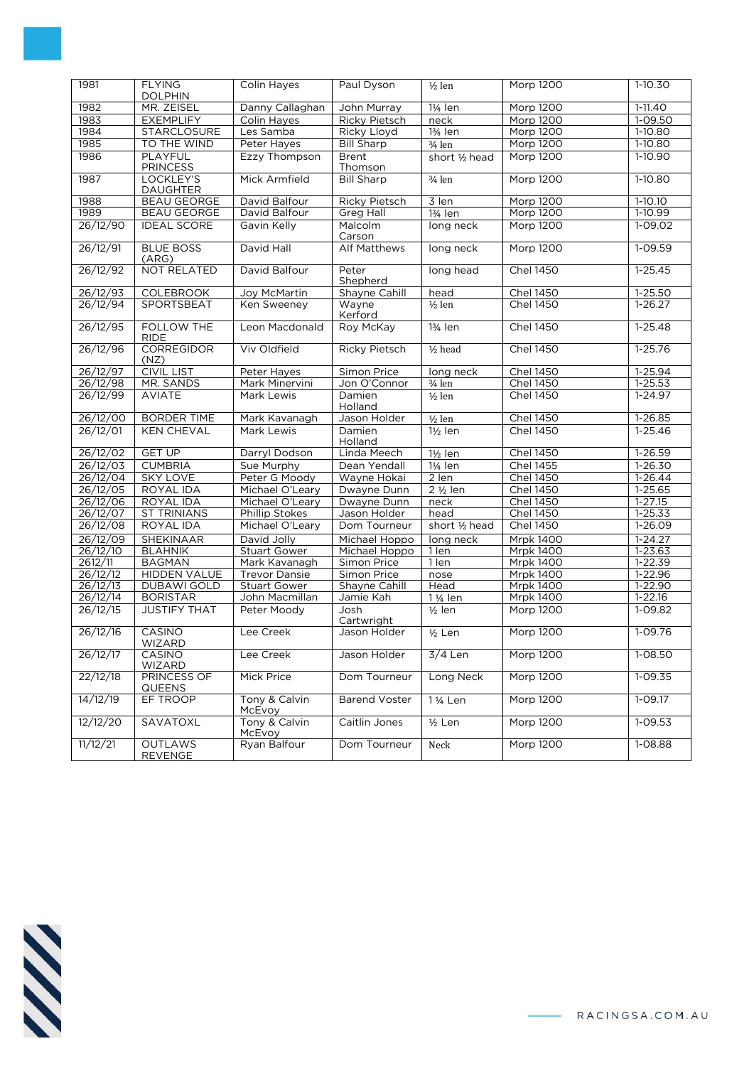| | | | | | | |
|---|---|---|---|---|---|---|
| 1981 | FLYING DOLPHIN | Colin Hayes | Paul Dyson | ½ len | Morp 1200 | 1-10.30 |
| 1982 | MR. ZEISEL | Danny Callaghan | John Murray | 1¼ len | Morp 1200 | 1-11.40 |
| 1983 | EXEMPLIFY | Colin Hayes | Ricky Pietsch | neck | Morp 1200 | 1-09.50 |
| 1984 | STARCLOSURE | Les Samba | Ricky Lloyd | 1¾ len | Morp 1200 | 1-10.80 |
| 1985 | TO THE WIND | Peter Hayes | Bill Sharp | ¾ len | Morp 1200 | 1-10.80 |
| 1986 | PLAYFUL PRINCESS | Ezzy Thompson | Brent Thomson | short ½ head | Morp 1200 | 1-10.90 |
| 1987 | LOCKLEY'S DAUGHTER | Mick Armfield | Bill Sharp | ¾ len | Morp 1200 | 1-10.80 |
| 1988 | BEAU GEORGE | David Balfour | Ricky Pietsch | 3 len | Morp 1200 | 1-10.10 |
| 1989 | BEAU GEORGE | David Balfour | Greg Hall | 1¾ len | Morp 1200 | 1-10.99 |
| 26/12/90 | IDEAL SCORE | Gavin Kelly | Malcolm Carson | long neck | Morp 1200 | 1-09.02 |
| 26/12/91 | BLUE BOSS (ARG) | David Hall | Alf Matthews | long neck | Morp 1200 | 1-09.59 |
| 26/12/92 | NOT RELATED | David Balfour | Peter Shepherd | long head | Chel 1450 | 1-25.45 |
| 26/12/93 | COLEBROOK | Joy McMartin | Shayne Cahill | head | Chel 1450 | 1-25.50 |
| 26/12/94 | SPORTSBEAT | Ken Sweeney | Wayne Kerford | ½ len | Chel 1450 | 1-26.27 |
| 26/12/95 | FOLLOW THE RIDE | Leon Macdonald | Roy McKay | 1¾ len | Chel 1450 | 1-25.48 |
| 26/12/96 | CORREGIDOR (NZ) | Viv Oldfield | Ricky Pietsch | ½ head | Chel 1450 | 1-25.76 |
| 26/12/97 | CIVIL LIST | Peter Hayes | Simon Price | long neck | Chel 1450 | 1-25.94 |
| 26/12/98 | MR. SANDS | Mark Minervini | Jon O'Connor | ¾ len | Chel 1450 | 1-25.53 |
| 26/12/99 | AVIATE | Mark Lewis | Damien Holland | ½ len | Chel 1450 | 1-24.97 |
| 26/12/00 | BORDER TIME | Mark Kavanagh | Jason Holder | ½ len | Chel 1450 | 1-26.85 |
| 26/12/01 | KEN CHEVAL | Mark Lewis | Damien Holland | 1½ len | Chel 1450 | 1-25.46 |
| 26/12/02 | GET UP | Darryl Dodson | Linda Meech | 1½ len | Chel 1450 | 1-26.59 |
| 26/12/03 | CUMBRIA | Sue Murphy | Dean Yendall | 1¼ len | Chel 1455 | 1-26.30 |
| 26/12/04 | SKY LOVE | Peter G Moody | Wayne Hokai | 2 len | Chel 1450 | 1-26.44 |
| 26/12/05 | ROYAL IDA | Michael O'Leary | Dwayne Dunn | 2 ½ len | Chel 1450 | 1-25.65 |
| 26/12/06 | ROYAL IDA | Michael O'Leary | Dwayne Dunn | neck | Chel 1450 | 1-27.15 |
| 26/12/07 | ST TRINIANS | Phillip Stokes | Jason Holder | head | Chel 1450 | 1-25.33 |
| 26/12/08 | ROYAL IDA | Michael O'Leary | Dom Tourneur | short ½ head | Chel 1450 | 1-26.09 |
| 26/12/09 | SHEKINAAR | David Jolly | Michael Hoppo | long neck | Mrpk 1400 | 1-24.27 |
| 26/12/10 | BLAHNIK | Stuart Gower | Michael Hoppo | 1 len | Mrpk 1400 | 1-23.63 |
| 2612/11 | BAGMAN | Mark Kavanagh | Simon Price | 1 len | Mrpk 1400 | 1-22.39 |
| 26/12/12 | HIDDEN VALUE | Trevor Dansie | Simon Price | nose | Mrpk 1400 | 1-22.96 |
| 26/12/13 | DUBAWI GOLD | Stuart Gower | Shayne Cahill | Head | Mrpk 1400 | 1-22.90 |
| 26/12/14 | BORISTAR | John Macmillan | Jamie Kah | 1 ¼ len | Mrpk 1400 | 1-22.16 |
| 26/12/15 | JUSTIFY THAT | Peter Moody | Josh Cartwright | ½ len | Morp 1200 | 1-09.82 |
| 26/12/16 | CASINO WIZARD | Lee Creek | Jason Holder | ½ Len | Morp 1200 | 1-09.76 |
| 26/12/17 | CASINO WIZARD | Lee Creek | Jason Holder | 3/4 Len | Morp 1200 | 1-08.50 |
| 22/12/18 | PRINCESS OF QUEENS | Mick Price | Dom Tourneur | Long Neck | Morp 1200 | 1-09.35 |
| 14/12/19 | EF TROOP | Tony & Calvin McEvoy | Barend Voster | 1 ¼ Len | Morp 1200 | 1-09.17 |
| 12/12/20 | SAVATOXL | Tony & Calvin McEvoy | Caitlin Jones | ½ Len | Morp 1200 | 1-09.53 |
| 11/12/21 | OUTLAWS REVENGE | Ryan Balfour | Dom Tourneur | Neck | Morp 1200 | 1-08.88 |